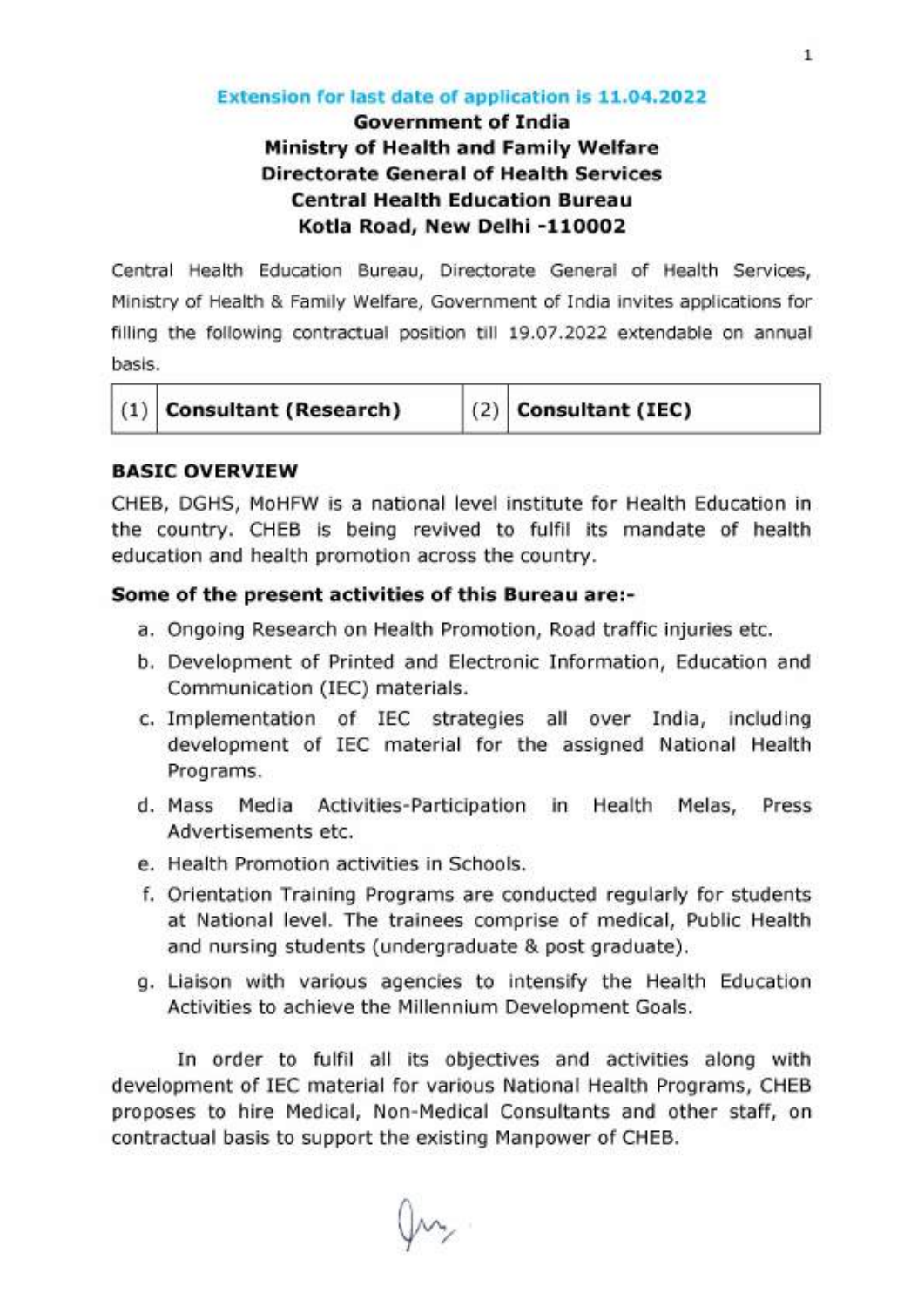Extension for last date of application is 11.04.2022

**Government of India**
**Ministry of Health and Family Welfare**
**Directorate General of Health Services**
**Central Health Education Bureau**
**Kotla Road, New Delhi -110002**

Central Health Education Bureau, Directorate General of Health Services, Ministry of Health & Family Welfare, Government of India invites applications for filling the following contractual position till 19.07.2022 extendable on annual basis.

| (1) | **Consultant (Research)** | (2) | **Consultant (IEC)** |
|---|---|---|---|

## BASIC OVERVIEW

CHEB, DGHS, MoHFW is a national level institute for Health Education in the country. CHEB is being revived to fulfil its mandate of health education and health promotion across the country.

### Some of the present activities of this Bureau are:-

a. Ongoing Research on Health Promotion, Road traffic injuries etc.
b. Development of Printed and Electronic Information, Education and Communication (IEC) materials.
c. Implementation of IEC strategies all over India, including development of IEC material for the assigned National Health Programs.
d. Mass Media Activities-Participation in Health Melas, Press Advertisements etc.
e. Health Promotion activities in Schools.
f. Orientation Training Programs are conducted regularly for students at National level. The trainees comprise of medical, Public Health and nursing students (undergraduate & post graduate).
g. Liaison with various agencies to intensify the Health Education Activities to achieve the Millennium Development Goals.

In order to fulfil all its objectives and activities along with development of IEC material for various National Health Programs, CHEB proposes to hire Medical, Non-Medical Consultants and other staff, on contractual basis to support the existing Manpower of CHEB.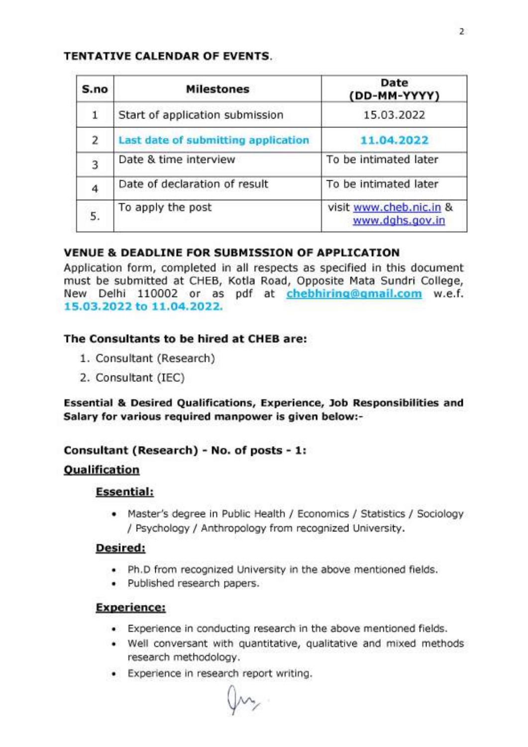**TENTATIVE CALENDAR OF EVENTS.**

| S.no | Milestones | Date (DD-MM-YYYY) |
|---|---|---|
| 1 | Start of application submission | 15.03.2022 |
| 2 | **Last date of submitting application** | **11.04.2022** |
| 3 | Date & time interview | To be intimated later |
| 4 | Date of declaration of result | To be intimated later |
| 5. | To apply the post | visit www.cheb.nic.in & www.dghs.gov.in |

**VENUE & DEADLINE FOR SUBMISSION OF APPLICATION**

Application form, completed in all respects as specified in this document must be submitted at CHEB, Kotla Road, Opposite Mata Sundri College, New Delhi 110002 or as pdf at chebhiring@gmail.com w.e.f. **15.03.2022 to 11.04.2022.**

**The Consultants to be hired at CHEB are:**

1. Consultant (Research)
2. Consultant (IEC)

**Essential & Desired Qualifications, Experience, Job Responsibilities and Salary for various required manpower is given below:-**

**Consultant (Research) - No. of posts - 1:**

**Qualification**

**Essential:**

- Master's degree in Public Health / Economics / Statistics / Sociology / Psychology / Anthropology from recognized University.

**Desired:**

- Ph.D from recognized University in the above mentioned fields.
- Published research papers.

**Experience:**

- Experience in conducting research in the above mentioned fields.
- Well conversant with quantitative, qualitative and mixed methods research methodology.
- Experience in research report writing.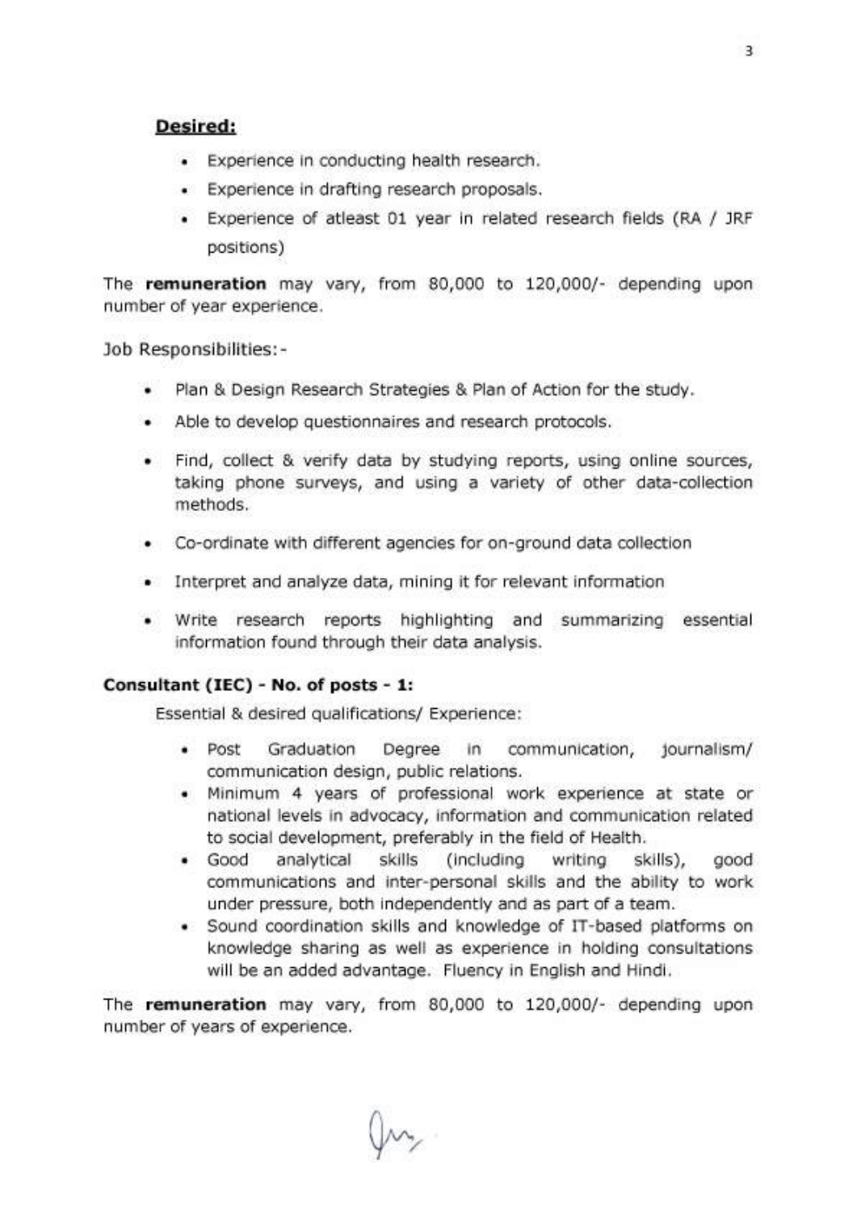**Desired:**

- Experience in conducting health research.
- Experience in drafting research proposals.
- Experience of atleast 01 year in related research fields (RA / JRF positions)

The **remuneration** may vary, from 80,000 to 120,000/- depending upon number of year experience.

Job Responsibilities:-

- Plan & Design Research Strategies & Plan of Action for the study.
- Able to develop questionnaires and research protocols.
- Find, collect & verify data by studying reports, using online sources, taking phone surveys, and using a variety of other data-collection methods.
- Co-ordinate with different agencies for on-ground data collection
- Interpret and analyze data, mining it for relevant information
- Write research reports highlighting and summarizing essential information found through their data analysis.

**Consultant (IEC) - No. of posts - 1:**

Essential & desired qualifications/ Experience:

- Post Graduation Degree in communication, journalism/ communication design, public relations.
- Minimum 4 years of professional work experience at state or national levels in advocacy, information and communication related to social development, preferably in the field of Health.
- Good analytical skills (including writing skills), good communications and inter-personal skills and the ability to work under pressure, both independently and as part of a team.
- Sound coordination skills and knowledge of IT-based platforms on knowledge sharing as well as experience in holding consultations will be an added advantage. Fluency in English and Hindi.

The **remuneration** may vary, from 80,000 to 120,000/- depending upon number of years of experience.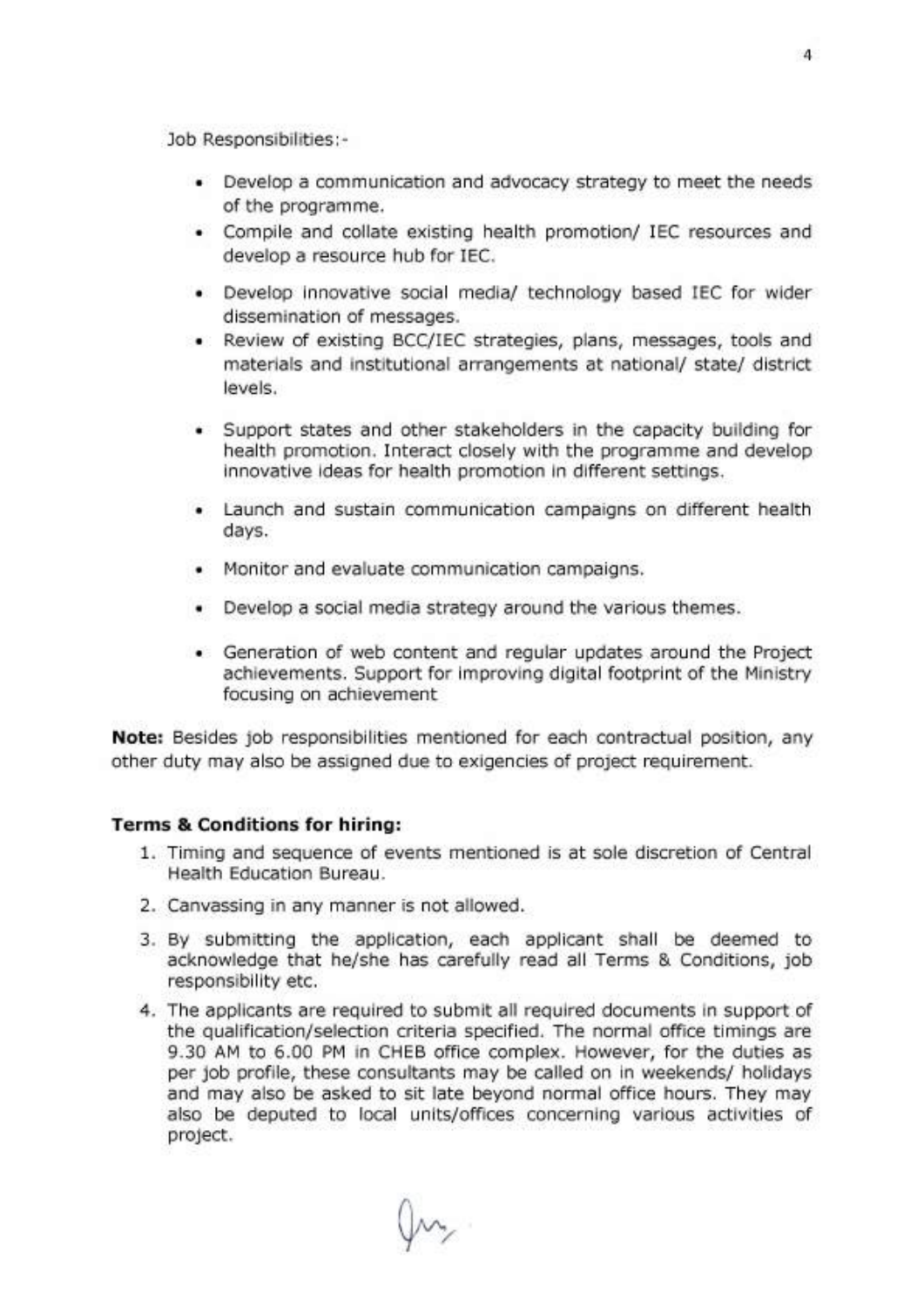Job Responsibilities:-

- Develop a communication and advocacy strategy to meet the needs of the programme.
- Compile and collate existing health promotion/ IEC resources and develop a resource hub for IEC.
- Develop innovative social media/ technology based IEC for wider dissemination of messages.
- Review of existing BCC/IEC strategies, plans, messages, tools and materials and institutional arrangements at national/ state/ district levels.
- Support states and other stakeholders in the capacity building for health promotion. Interact closely with the programme and develop innovative ideas for health promotion in different settings.
- Launch and sustain communication campaigns on different health days.
- Monitor and evaluate communication campaigns.
- Develop a social media strategy around the various themes.
- Generation of web content and regular updates around the Project achievements. Support for improving digital footprint of the Ministry focusing on achievement

**Note:** Besides job responsibilities mentioned for each contractual position, any other duty may also be assigned due to exigencies of project requirement.

**Terms & Conditions for hiring:**

1. Timing and sequence of events mentioned is at sole discretion of Central Health Education Bureau.
2. Canvassing in any manner is not allowed.
3. By submitting the application, each applicant shall be deemed to acknowledge that he/she has carefully read all Terms & Conditions, job responsibility etc.
4. The applicants are required to submit all required documents in support of the qualification/selection criteria specified. The normal office timings are 9.30 AM to 6.00 PM in CHEB office complex. However, for the duties as per job profile, these consultants may be called on in weekends/ holidays and may also be asked to sit late beyond normal office hours. They may also be deputed to local units/offices concerning various activities of project.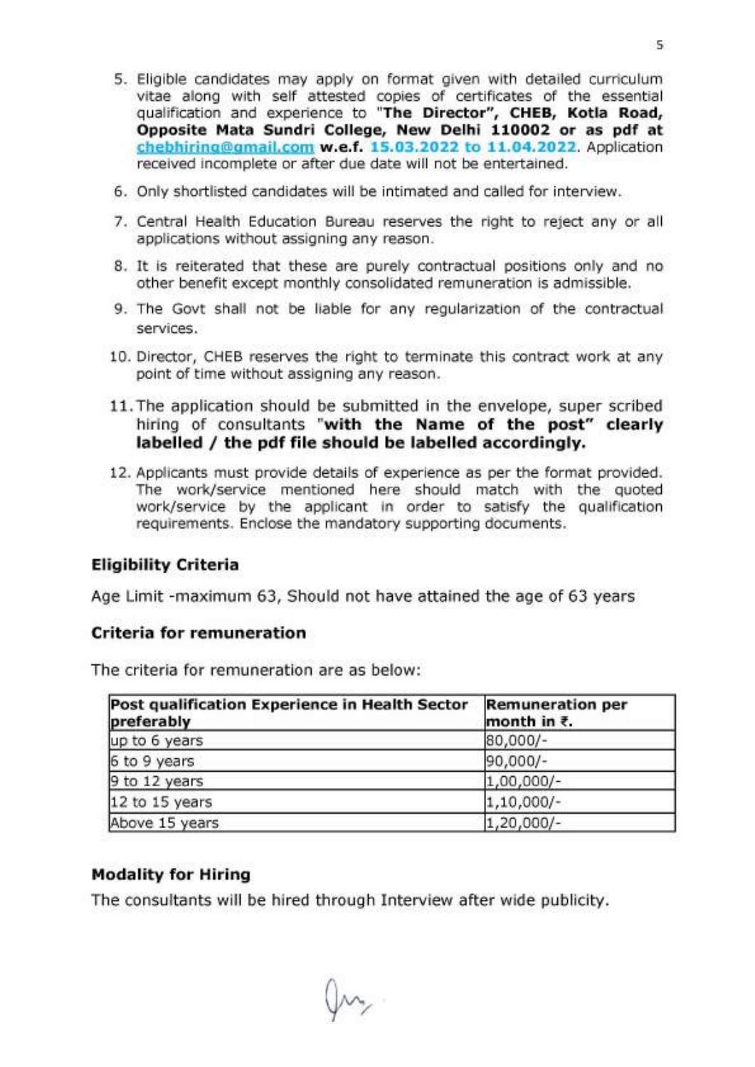5. Eligible candidates may apply on format given with detailed curriculum vitae along with self attested copies of certificates of the essential qualification and experience to **"The Director", CHEB, Kotla Road, Opposite Mata Sundri College, New Delhi 110002 or as pdf at** chebhiring@gmail.com **w.e.f. 15.03.2022 to 11.04.2022**. Application received incomplete or after due date will not be entertained.

6. Only shortlisted candidates will be intimated and called for interview.

7. Central Health Education Bureau reserves the right to reject any or all applications without assigning any reason.

8. It is reiterated that these are purely contractual positions only and no other benefit except monthly consolidated remuneration is admissible.

9. The Govt shall not be liable for any regularization of the contractual services.

10. Director, CHEB reserves the right to terminate this contract work at any point of time without assigning any reason.

11. The application should be submitted in the envelope, super scribed hiring of consultants **"with the Name of the post" clearly labelled / the pdf file should be labelled accordingly.**

12. Applicants must provide details of experience as per the format provided. The work/service mentioned here should match with the quoted work/service by the applicant in order to satisfy the qualification requirements. Enclose the mandatory supporting documents.

### Eligibility Criteria

Age Limit -maximum 63, Should not have attained the age of 63 years

### Criteria for remuneration

The criteria for remuneration are as below:

| Post qualification Experience in Health Sector preferably | Remuneration per month in ₹. |
|---|---|
| up to 6 years | 80,000/- |
| 6 to 9 years | 90,000/- |
| 9 to 12 years | 1,00,000/- |
| 12 to 15 years | 1,10,000/- |
| Above 15 years | 1,20,000/- |

### Modality for Hiring

The consultants will be hired through Interview after wide publicity.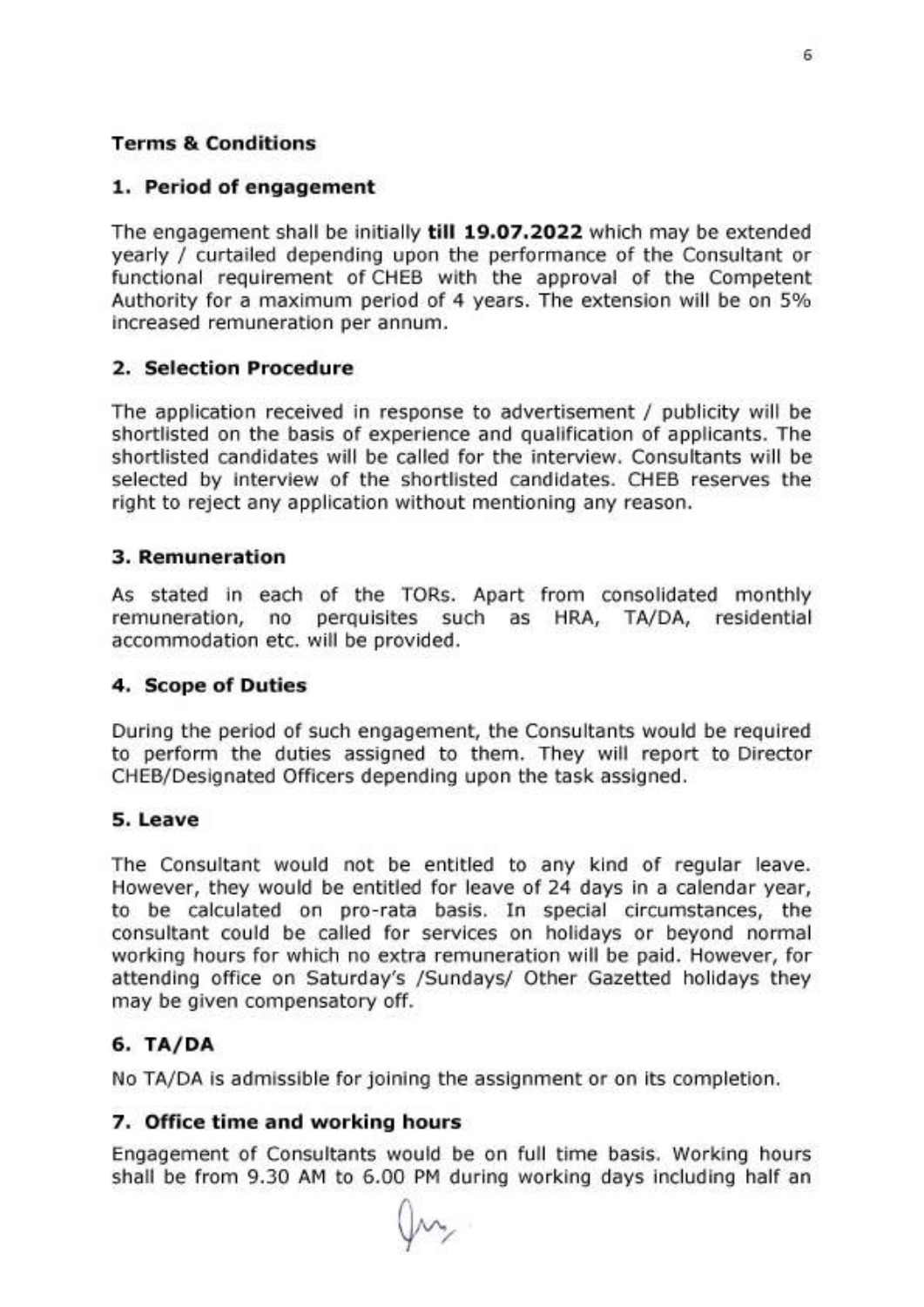**Terms & Conditions**

## 1. Period of engagement

The engagement shall be initially **till 19.07.2022** which may be extended yearly / curtailed depending upon the performance of the Consultant or functional requirement of CHEB with the approval of the Competent Authority for a maximum period of 4 years. The extension will be on 5% increased remuneration per annum.

## 2. Selection Procedure

The application received in response to advertisement / publicity will be shortlisted on the basis of experience and qualification of applicants. The shortlisted candidates will be called for the interview. Consultants will be selected by interview of the shortlisted candidates. CHEB reserves the right to reject any application without mentioning any reason.

## 3. Remuneration

As stated in each of the TORs. Apart from consolidated monthly remuneration, no perquisites such as HRA, TA/DA, residential accommodation etc. will be provided.

## 4. Scope of Duties

During the period of such engagement, the Consultants would be required to perform the duties assigned to them. They will report to Director CHEB/Designated Officers depending upon the task assigned.

## 5. Leave

The Consultant would not be entitled to any kind of regular leave. However, they would be entitled for leave of 24 days in a calendar year, to be calculated on pro-rata basis. In special circumstances, the consultant could be called for services on holidays or beyond normal working hours for which no extra remuneration will be paid. However, for attending office on Saturday's /Sundays/ Other Gazetted holidays they may be given compensatory off.

## 6. TA/DA

No TA/DA is admissible for joining the assignment or on its completion.

## 7. Office time and working hours

Engagement of Consultants would be on full time basis. Working hours shall be from 9.30 AM to 6.00 PM during working days including half an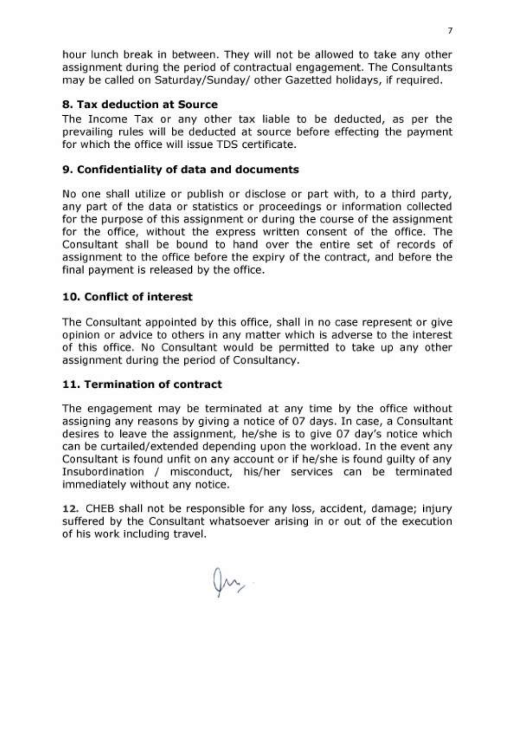hour lunch break in between. They will not be allowed to take any other assignment during the period of contractual engagement. The Consultants may be called on Saturday/Sunday/ other Gazetted holidays, if required.

### 8. Tax deduction at Source

The Income Tax or any other tax liable to be deducted, as per the prevailing rules will be deducted at source before effecting the payment for which the office will issue TDS certificate.

### 9. Confidentiality of data and documents

No one shall utilize or publish or disclose or part with, to a third party, any part of the data or statistics or proceedings or information collected for the purpose of this assignment or during the course of the assignment for the office, without the express written consent of the office. The Consultant shall be bound to hand over the entire set of records of assignment to the office before the expiry of the contract, and before the final payment is released by the office.

### 10. Conflict of interest

The Consultant appointed by this office, shall in no case represent or give opinion or advice to others in any matter which is adverse to the interest of this office. No Consultant would be permitted to take up any other assignment during the period of Consultancy.

### 11. Termination of contract

The engagement may be terminated at any time by the office without assigning any reasons by giving a notice of 07 days. In case, a Consultant desires to leave the assignment, he/she is to give 07 day's notice which can be curtailed/extended depending upon the workload. In the event any Consultant is found unfit on any account or if he/she is found guilty of any Insubordination / misconduct, his/her services can be terminated immediately without any notice.

**12.** CHEB shall not be responsible for any loss, accident, damage; injury suffered by the Consultant whatsoever arising in or out of the execution of his work including travel.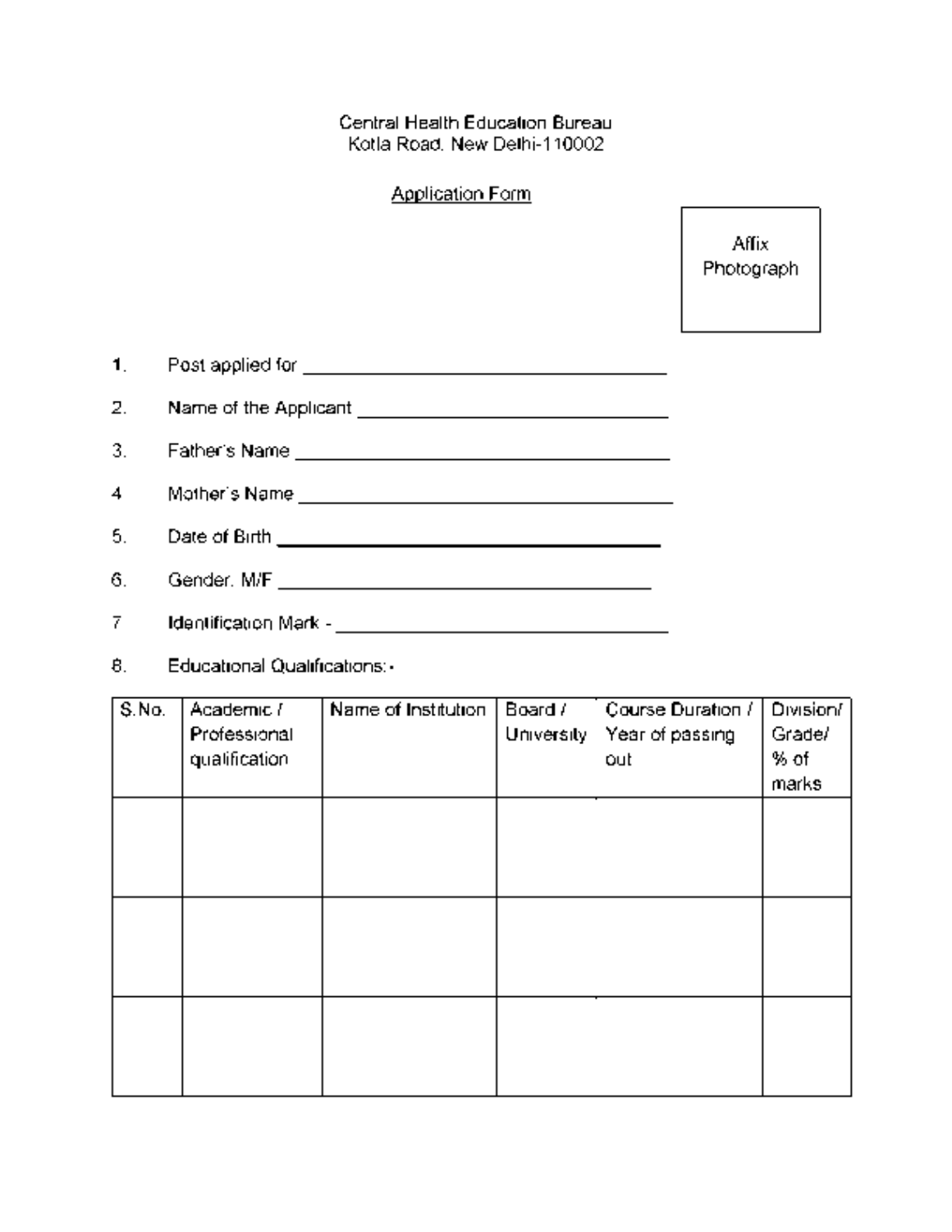Central Health Education Bureau
Kotla Road, New Delhi-110002

Application Form

Affix Photograph

1. Post applied for ______________________________

2. Name of the Applicant ______________________________

3. Father's Name ______________________________

4 Mother's Name ______________________________

5. Date of Birth ______________________________

6. Gender, M/F ______________________________

7 Identification Mark - ______________________________

8. Educational Qualifications:-

| S.No. | Academic / Professional qualification | Name of Institution | Board / University | Course Duration / Year of passing out | Division/ Grade/ % of marks |
|---|---|---|---|---|---|
| | | | | | |
| | | | | | |
| | | | | | |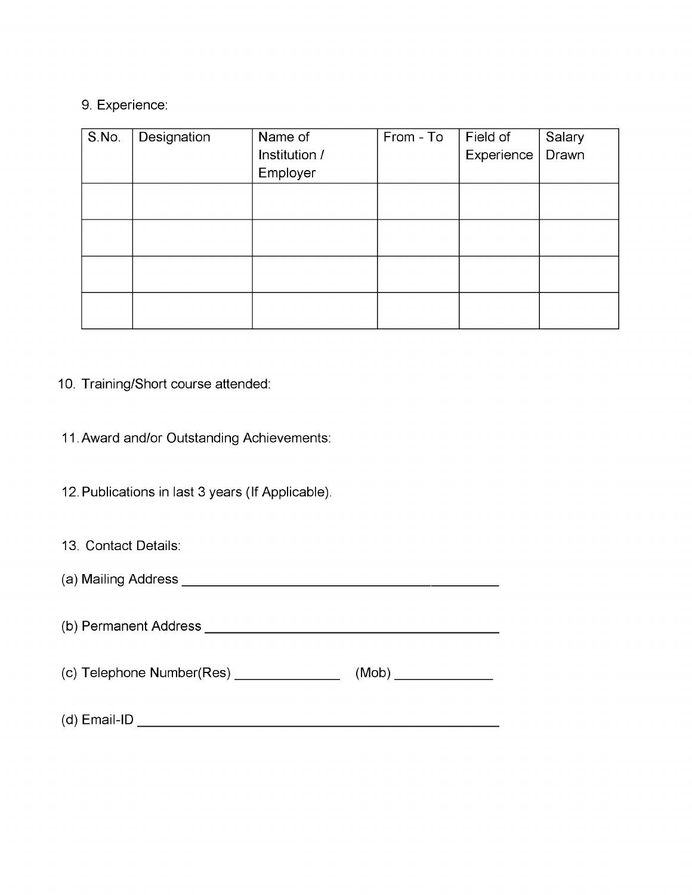9. Experience:

| S.No. | Designation | Name of Institution / Employer | From - To | Field of Experience | Salary Drawn |
| --- | --- | --- | --- | --- | --- |
| | | | | | |
| | | | | | |
| | | | | | |
| | | | | | |

10. Training/Short course attended:

11. Award and/or Outstanding Achievements:

12. Publications in last 3 years (If Applicable).

13. Contact Details:

(a) Mailing Address ________________________________________

(b) Permanent Address ________________________________________

(c) Telephone Number(Res) ______________ (Mob) _____________

(d) Email-ID ________________________________________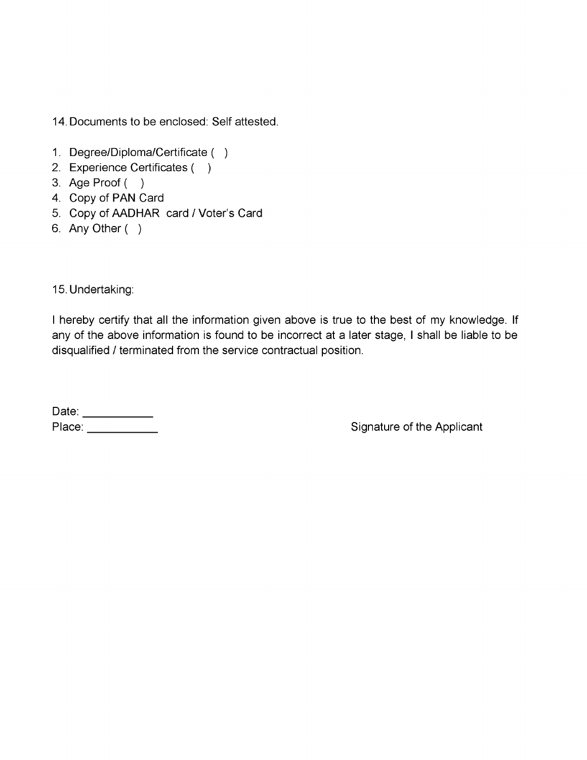14. Documents to be enclosed: Self attested.

1. Degree/Diploma/Certificate (  )
2. Experience Certificates (  )
3. Age Proof (  )
4. Copy of PAN Card
5. Copy of AADHAR card / Voter's Card
6. Any Other (  )

15. Undertaking:

I hereby certify that all the information given above is true to the best of my knowledge. If any of the above information is found to be incorrect at a later stage, I shall be liable to be disqualified / terminated from the service contractual position.

Date: ___________

Place: ___________

Signature of the Applicant